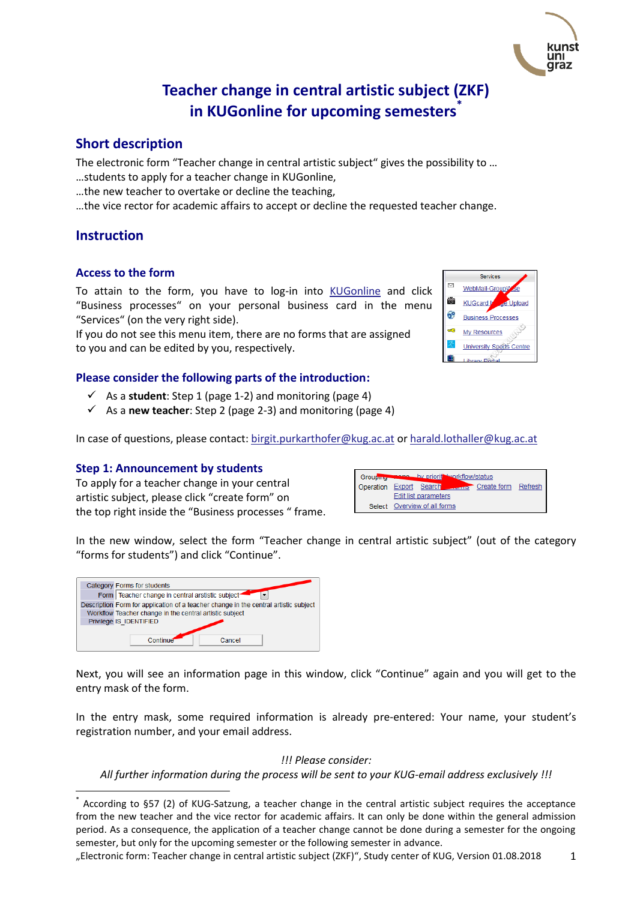# Teacher change in central artistic subject (ZKF) in KUGonline for upcoming semesters*

## Short description

The electronic form "Teacher change in central artistic subject" gives the possibility to …
…students to apply for a teacher change in KUGonline,
…the new teacher to overtake or decline the teaching,
…the vice rector for academic affairs to accept or decline the requested teacher change.

## Instruction

### Access to the form

To attain to the form, you have to log-in into [KUGonline](KUGonline) and click "Business processes" on your personal business card in the menu "Services" (on the very right side).
If you do not see this menu item, there are no forms that are assigned to you and can be edited by you, respectively.

### Please consider the following parts of the introduction:

- ✓ As a **student**: Step 1 (page 1-2) and monitoring (page 4)
- ✓ As a **new teacher**: Step 2 (page 2-3) and monitoring (page 4)

In case of questions, please contact: birgit.purkarthofer@kug.ac.at or harald.lothaller@kug.ac.at

### Step 1: Announcement by students

To apply for a teacher change in your central artistic subject, please click "create form" on the top right inside the "Business processes " frame.

In the new window, select the form "Teacher change in central artistic subject" (out of the category "forms for students") and click "Continue".

Next, you will see an information page in this window, click "Continue" again and you will get to the entry mask of the form.

In the entry mask, some required information is already pre-entered: Your name, your student's registration number, and your email address.

*!!! Please consider:*
*All further information during the process will be sent to your KUG-email address exclusively !!!*

---

* According to §57 (2) of KUG-Satzung, a teacher change in the central artistic subject requires the acceptance from the new teacher and the vice rector for academic affairs. It can only be done within the general admission period. As a consequence, the application of a teacher change cannot be done during a semester for the ongoing semester, but only for the upcoming semester or the following semester in advance.

„Electronic form: Teacher change in central artistic subject (ZKF)", Study center of KUG, Version 01.08.2018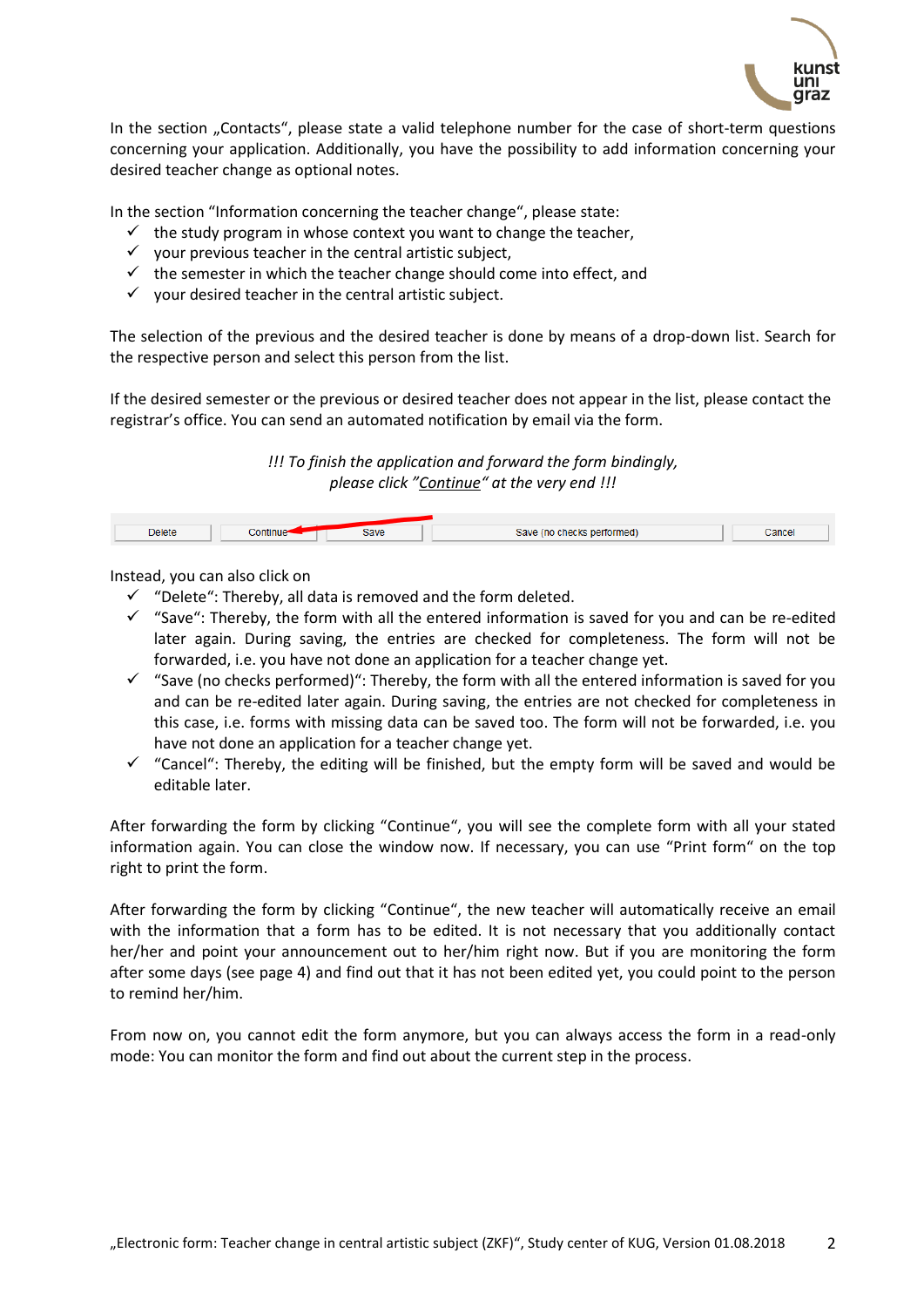In the section „Contacts", please state a valid telephone number for the case of short-term questions concerning your application. Additionally, you have the possibility to add information concerning your desired teacher change as optional notes.

In the section "Information concerning the teacher change", please state:

- ✓ the study program in whose context you want to change the teacher,
- ✓ your previous teacher in the central artistic subject,
- ✓ the semester in which the teacher change should come into effect, and
- ✓ your desired teacher in the central artistic subject.

The selection of the previous and the desired teacher is done by means of a drop-down list. Search for the respective person and select this person from the list.

If the desired semester or the previous or desired teacher does not appear in the list, please contact the registrar's office. You can send an automated notification by email via the form.

*!!! To finish the application and forward the form bindingly, please click "Continue" at the very end !!!*

| Delete | Continue | Save | Save (no checks performed) | Cancel |
|---|---|---|---|---|

Instead, you can also click on

- ✓ "Delete": Thereby, all data is removed and the form deleted.
- ✓ "Save": Thereby, the form with all the entered information is saved for you and can be re-edited later again. During saving, the entries are checked for completeness. The form will not be forwarded, i.e. you have not done an application for a teacher change yet.
- ✓ "Save (no checks performed)": Thereby, the form with all the entered information is saved for you and can be re-edited later again. During saving, the entries are not checked for completeness in this case, i.e. forms with missing data can be saved too. The form will not be forwarded, i.e. you have not done an application for a teacher change yet.
- ✓ "Cancel": Thereby, the editing will be finished, but the empty form will be saved and would be editable later.

After forwarding the form by clicking "Continue", you will see the complete form with all your stated information again. You can close the window now. If necessary, you can use "Print form" on the top right to print the form.

After forwarding the form by clicking "Continue", the new teacher will automatically receive an email with the information that a form has to be edited. It is not necessary that you additionally contact her/her and point your announcement out to her/him right now. But if you are monitoring the form after some days (see page 4) and find out that it has not been edited yet, you could point to the person to remind her/him.

From now on, you cannot edit the form anymore, but you can always access the form in a read-only mode: You can monitor the form and find out about the current step in the process.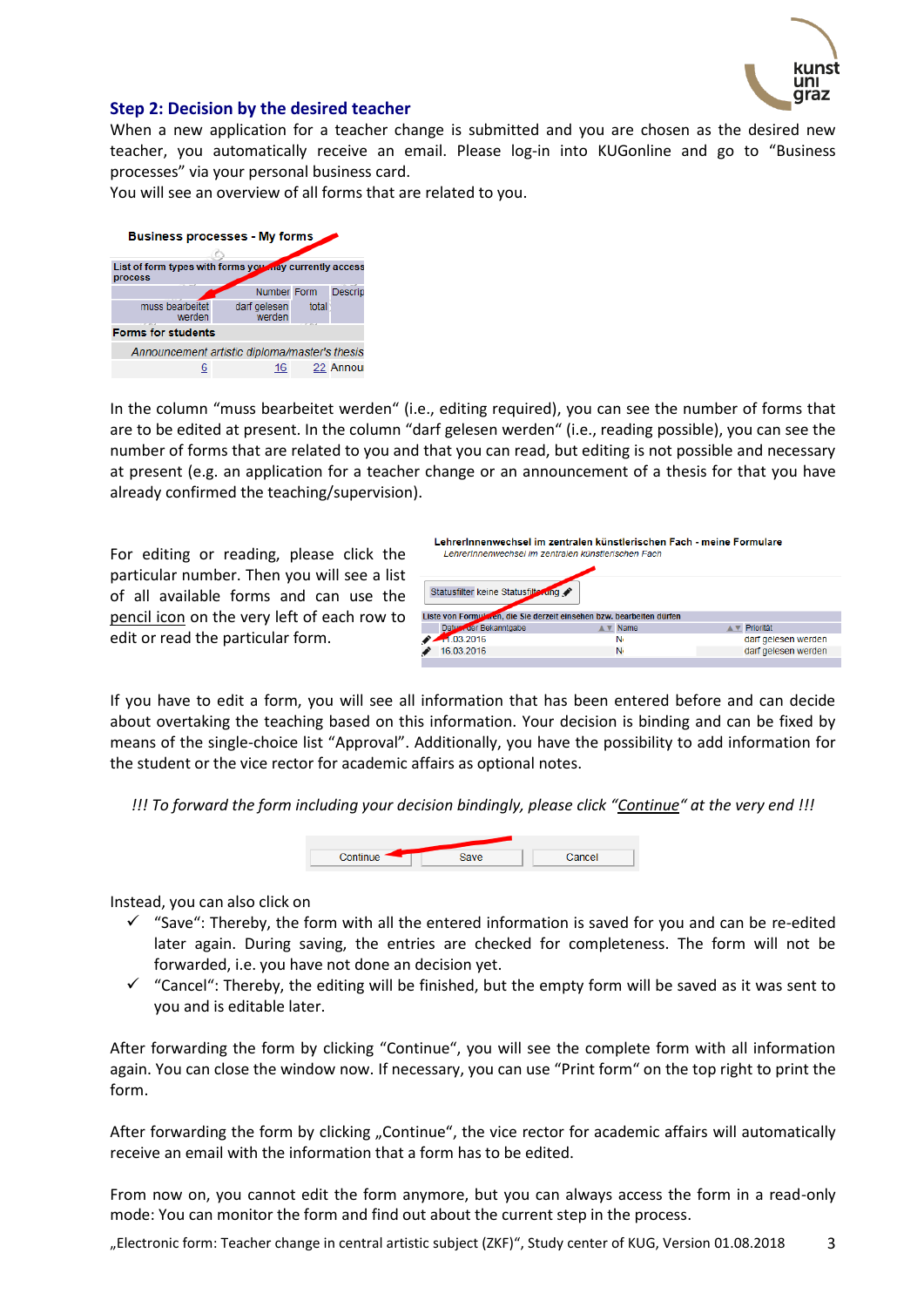## Step 2: Decision by the desired teacher

When a new application for a teacher change is submitted and you are chosen as the desired new teacher, you automatically receive an email. Please log-in into KUGonline and go to "Business processes" via your personal business card.

You will see an overview of all forms that are related to you.

In the column "muss bearbeitet werden" (i.e., editing required), you can see the number of forms that are to be edited at present. In the column "darf gelesen werden" (i.e., reading possible), you can see the number of forms that are related to you and that you can read, but editing is not possible and necessary at present (e.g. an application for a teacher change or an announcement of a thesis for that you have already confirmed the teaching/supervision).

For editing or reading, please click the particular number. Then you will see a list of all available forms and can use the pencil icon on the very left of each row to edit or read the particular form.

If you have to edit a form, you will see all information that has been entered before and can decide about overtaking the teaching based on this information. Your decision is binding and can be fixed by means of the single-choice list "Approval". Additionally, you have the possibility to add information for the student or the vice rector for academic affairs as optional notes.

*!!! To forward the form including your decision bindingly, please click "Continue" at the very end !!!*

Instead, you can also click on

- ✓ "Save": Thereby, the form with all the entered information is saved for you and can be re-edited later again. During saving, the entries are checked for completeness. The form will not be forwarded, i.e. you have not done an decision yet.
- ✓ "Cancel": Thereby, the editing will be finished, but the empty form will be saved as it was sent to you and is editable later.

After forwarding the form by clicking "Continue", you will see the complete form with all information again. You can close the window now. If necessary, you can use "Print form" on the top right to print the form.

After forwarding the form by clicking „Continue", the vice rector for academic affairs will automatically receive an email with the information that a form has to be edited.

From now on, you cannot edit the form anymore, but you can always access the form in a read-only mode: You can monitor the form and find out about the current step in the process.

„Electronic form: Teacher change in central artistic subject (ZKF)", Study center of KUG, Version 01.08.2018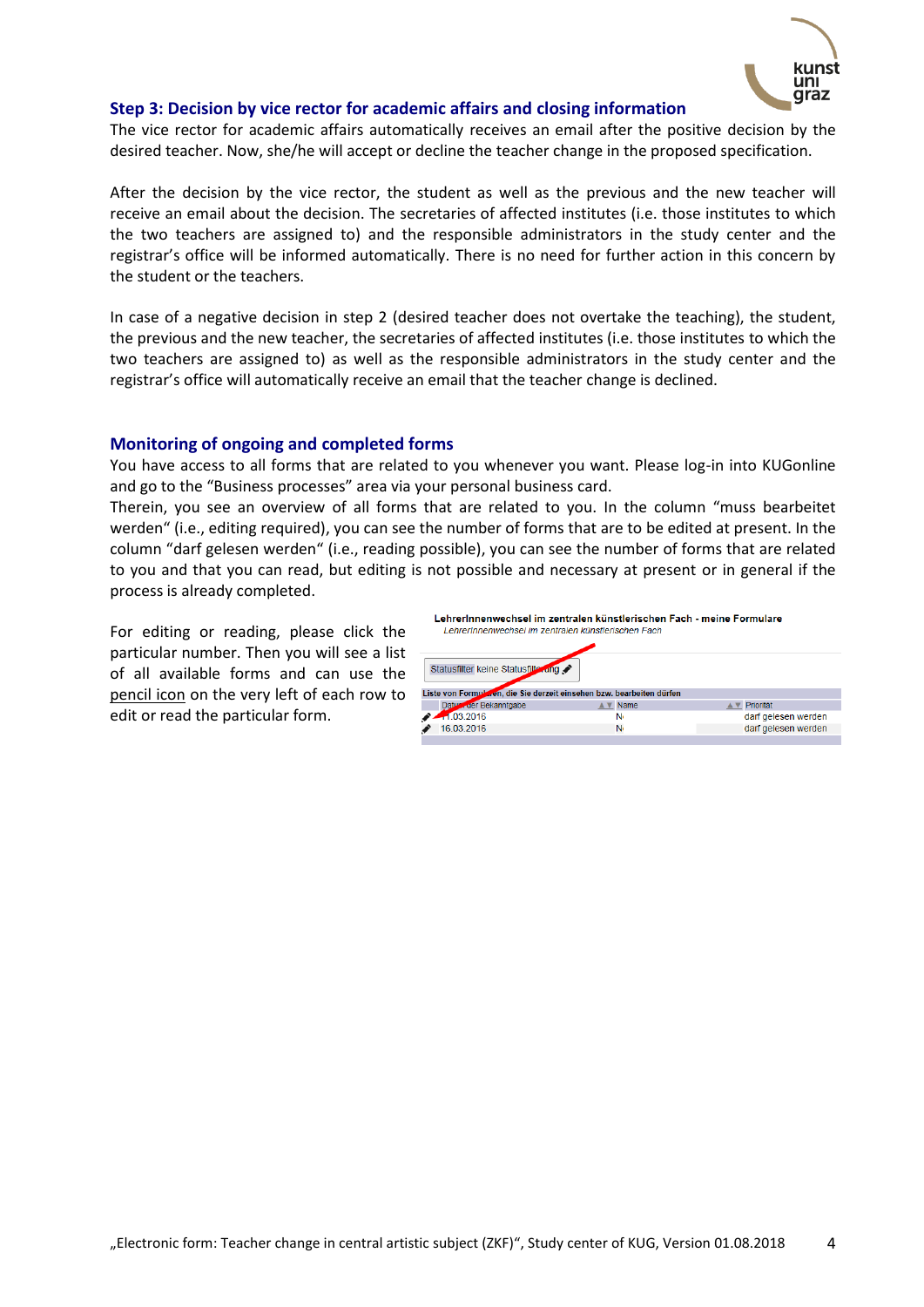### Step 3: Decision by vice rector for academic affairs and closing information

The vice rector for academic affairs automatically receives an email after the positive decision by the desired teacher. Now, she/he will accept or decline the teacher change in the proposed specification.

After the decision by the vice rector, the student as well as the previous and the new teacher will receive an email about the decision. The secretaries of affected institutes (i.e. those institutes to which the two teachers are assigned to) and the responsible administrators in the study center and the registrar's office will be informed automatically. There is no need for further action in this concern by the student or the teachers.

In case of a negative decision in step 2 (desired teacher does not overtake the teaching), the student, the previous and the new teacher, the secretaries of affected institutes (i.e. those institutes to which the two teachers are assigned to) as well as the responsible administrators in the study center and the registrar's office will automatically receive an email that the teacher change is declined.

### Monitoring of ongoing and completed forms

You have access to all forms that are related to you whenever you want. Please log-in into KUGonline and go to the "Business processes" area via your personal business card.

Therein, you see an overview of all forms that are related to you. In the column "muss bearbeitet werden" (i.e., editing required), you can see the number of forms that are to be edited at present. In the column "darf gelesen werden" (i.e., reading possible), you can see the number of forms that are related to you and that you can read, but editing is not possible and necessary at present or in general if the process is already completed.

For editing or reading, please click the particular number. Then you will see a list of all available forms and can use the pencil icon on the very left of each row to edit or read the particular form.

LehrerInnenwechsel im zentralen künstlerischen Fach - meine Formulare

LehrerInnenwechsel im zentralen künstlerischen Fach

Statusfilter keine Statusfilterung

Liste von Formularen, die Sie derzeit einsehen bzw. bearbeiten dürfen

| | Datum der Bekanntgabe | Name | Priorität |
|---|---|---|---|
| | 11.03.2016 | N | darf gelesen werden |
| | 16.03.2016 | N | darf gelesen werden |